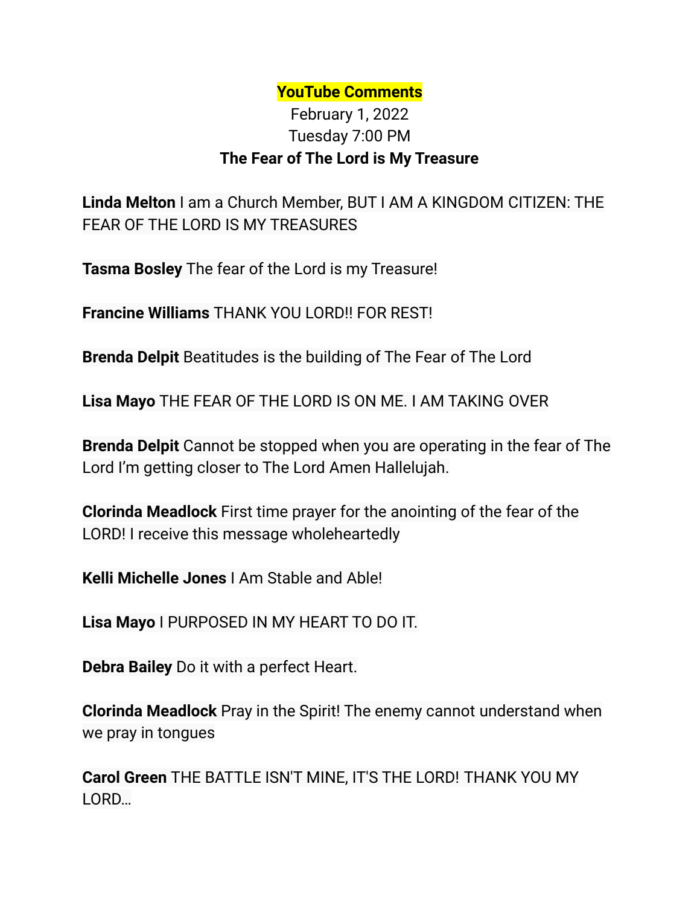**YouTube Comments**

February 1, 2022

Tuesday 7:00 PM

**The Fear of The Lord is My Treasure**

**Linda Melton** I am a Church Member, BUT I AM A KINGDOM CITIZEN: THE FEAR OF THE LORD IS MY TREASURES

**Tasma Bosley** The fear of the Lord is my Treasure!

**Francine Williams** THANK YOU LORD!! FOR REST!

**Brenda Delpit** Beatitudes is the building of The Fear of The Lord

**Lisa Mayo** THE FEAR OF THE LORD IS ON ME. I AM TAKING OVER

**Brenda Delpit** Cannot be stopped when you are operating in the fear of The Lord I'm getting closer to The Lord Amen Hallelujah.

**Clorinda Meadlock** First time prayer for the anointing of the fear of the LORD! I receive this message wholeheartedly

**Kelli Michelle Jones** I Am Stable and Able!

**Lisa Mayo** I PURPOSED IN MY HEART TO DO IT.

**Debra Bailey** Do it with a perfect Heart.

**Clorinda Meadlock** Pray in the Spirit! The enemy cannot understand when we pray in tongues

**Carol Green** THE BATTLE ISN'T MINE, IT'S THE LORD! THANK YOU MY LORD...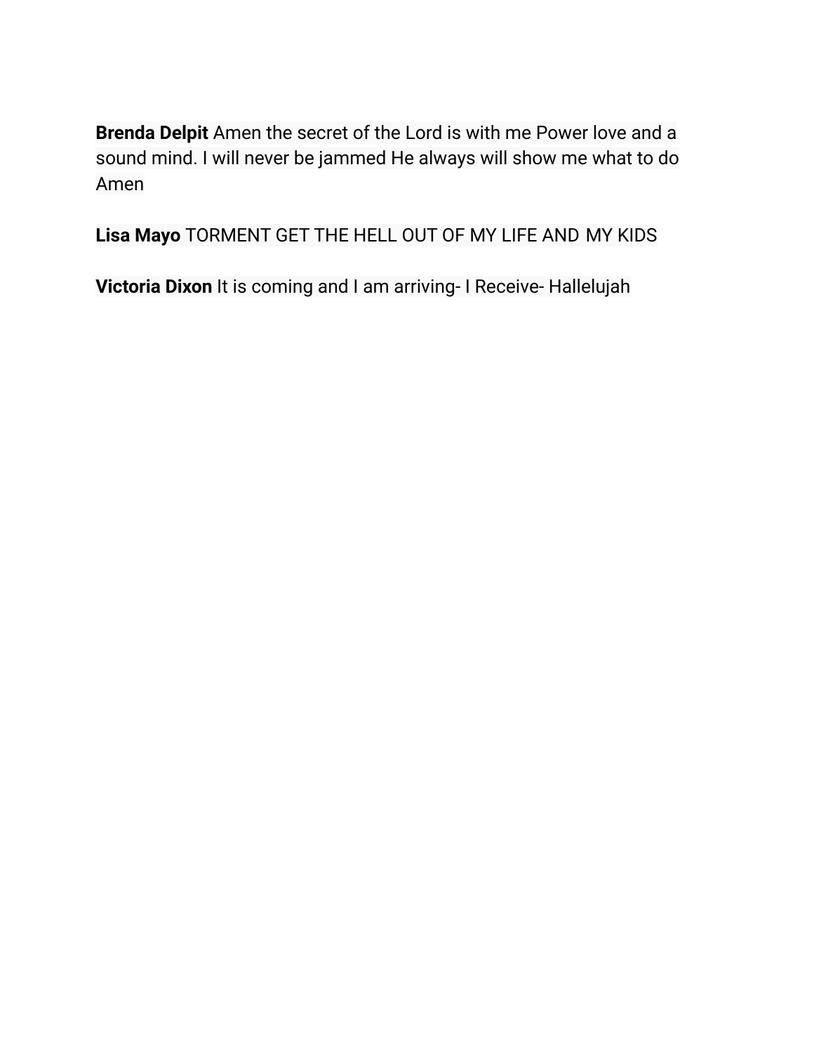**Brenda Delpit** Amen the secret of the Lord is with me Power love and a sound mind. I will never be jammed He always will show me what to do Amen

**Lisa Mayo** TORMENT GET THE HELL OUT OF MY LIFE AND MY KIDS

**Victoria Dixon** It is coming and I am arriving- I Receive- Hallelujah